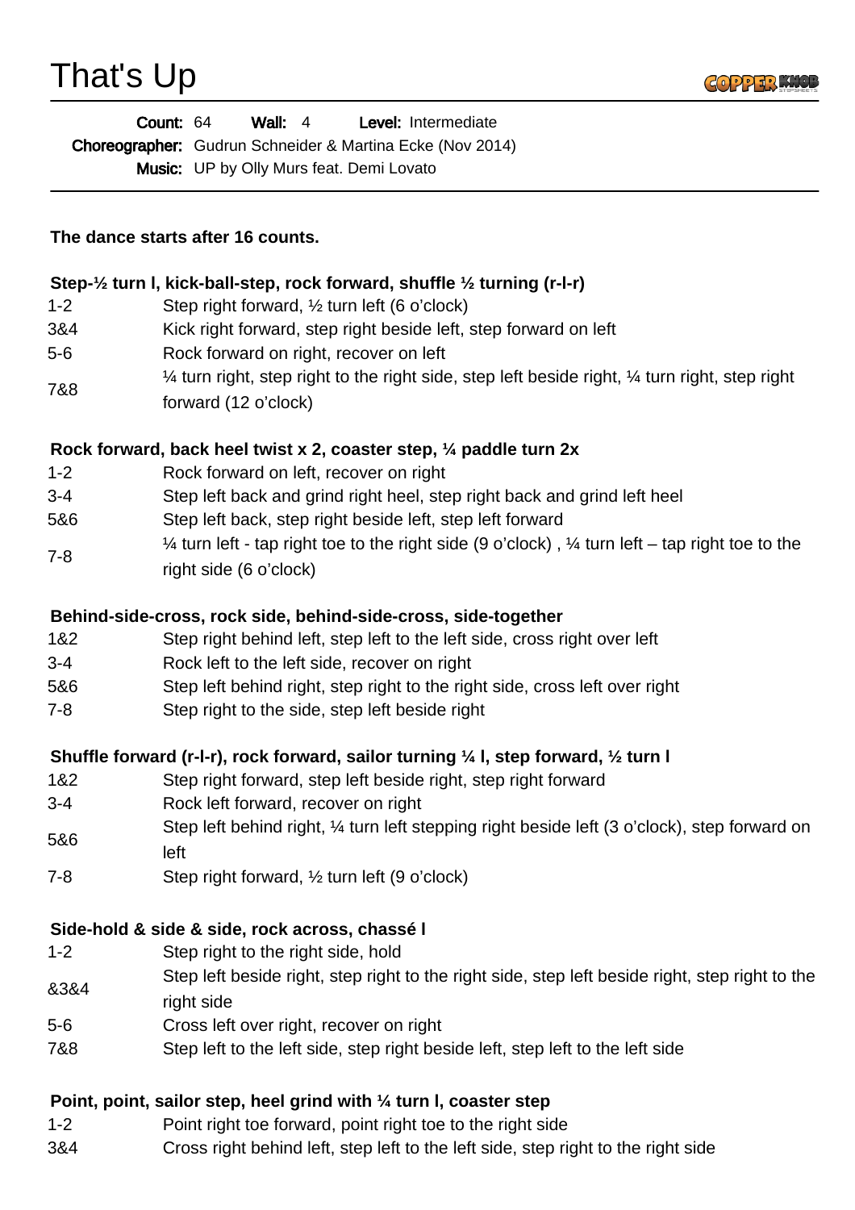# That's Up

**Count:** 64 **Wall:** 4 **Level:** Intermediate
**Choreographer:** Gudrun Schneider & Martina Ecke (Nov 2014)
**Music:** UP by Olly Murs feat. Demi Lovato

**The dance starts after 16 counts.**

**Step-½ turn l, kick-ball-step, rock forward, shuffle ½ turning (r-l-r)**

| | |
|---|---|
| 1-2 | Step right forward, ½ turn left (6 o'clock) |
| 3&4 | Kick right forward, step right beside left, step forward on left |
| 5-6 | Rock forward on right, recover on left |
| 7&8 | ¼ turn right, step right to the right side, step left beside right, ¼ turn right, step right forward (12 o'clock) |

**Rock forward, back heel twist x 2, coaster step, ¼ paddle turn 2x**

| | |
|---|---|
| 1-2 | Rock forward on left, recover on right |
| 3-4 | Step left back and grind right heel, step right back and grind left heel |
| 5&6 | Step left back, step right beside left, step left forward |
| 7-8 | ¼ turn left - tap right toe to the right side (9 o'clock) , ¼ turn left – tap right toe to the right side (6 o'clock) |

**Behind-side-cross, rock side, behind-side-cross, side-together**

| | |
|---|---|
| 1&2 | Step right behind left, step left to the left side, cross right over left |
| 3-4 | Rock left to the left side, recover on right |
| 5&6 | Step left behind right, step right to the right side, cross left over right |
| 7-8 | Step right to the side, step left beside right |

**Shuffle forward (r-l-r), rock forward, sailor turning ¼ l, step forward, ½ turn l**

| | |
|---|---|
| 1&2 | Step right forward, step left beside right, step right forward |
| 3-4 | Rock left forward, recover on right |
| 5&6 | Step left behind right, ¼ turn left stepping right beside left (3 o'clock), step forward on left |
| 7-8 | Step right forward, ½ turn left (9 o'clock) |

**Side-hold & side & side, rock across, chassé l**

| | |
|---|---|
| 1-2 | Step right to the right side, hold |
| &3&4 | Step left beside right, step right to the right side, step left beside right, step right to the right side |
| 5-6 | Cross left over right, recover on right |
| 7&8 | Step left to the left side, step right beside left, step left to the left side |

**Point, point, sailor step, heel grind with ¼ turn l, coaster step**

| | |
|---|---|
| 1-2 | Point right toe forward, point right toe to the right side |
| 3&4 | Cross right behind left, step left to the left side, step right to the right side |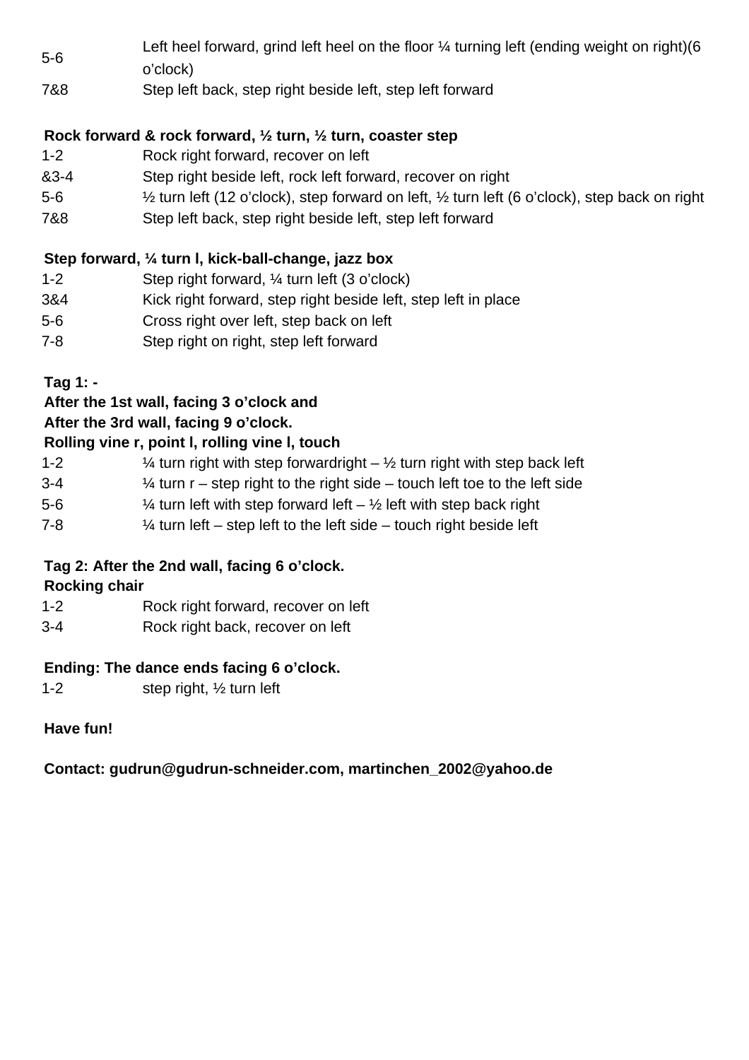| | |
|---|---|
| 5-6 | Left heel forward, grind left heel on the floor ¼ turning left (ending weight on right)(6 o'clock) |
| 7&8 | Step left back, step right beside left, step left forward |

**Rock forward & rock forward, ½ turn, ½ turn, coaster step**

| | |
|---|---|
| 1-2 | Rock right forward, recover on left |
| &3-4 | Step right beside left, rock left forward, recover on right |
| 5-6 | ½ turn left (12 o'clock), step forward on left, ½ turn left (6 o'clock), step back on right |
| 7&8 | Step left back, step right beside left, step left forward |

**Step forward, ¼ turn l, kick-ball-change, jazz box**

| | |
|---|---|
| 1-2 | Step right forward, ¼ turn left (3 o'clock) |
| 3&4 | Kick right forward, step right beside left, step left in place |
| 5-6 | Cross right over left, step back on left |
| 7-8 | Step right on right, step left forward |

**Tag 1: -**
**After the 1st wall, facing 3 o'clock and**
**After the 3rd wall, facing 9 o'clock.**
**Rolling vine r, point l, rolling vine l, touch**

| | |
|---|---|
| 1-2 | ¼ turn right with step forwardright – ½ turn right with step back left |
| 3-4 | ¼ turn r – step right to the right side – touch left toe to the left side |
| 5-6 | ¼ turn left with step forward left – ½ left with step back right |
| 7-8 | ¼ turn left – step left to the left side – touch right beside left |

**Tag 2: After the 2nd wall, facing 6 o'clock.**
**Rocking chair**

| | |
|---|---|
| 1-2 | Rock right forward, recover on left |
| 3-4 | Rock right back, recover on left |

**Ending: The dance ends facing 6 o'clock.**

| | |
|---|---|
| 1-2 | step right, ½ turn left |

**Have fun!**

**Contact: gudrun@gudrun-schneider.com, martinchen_2002@yahoo.de**